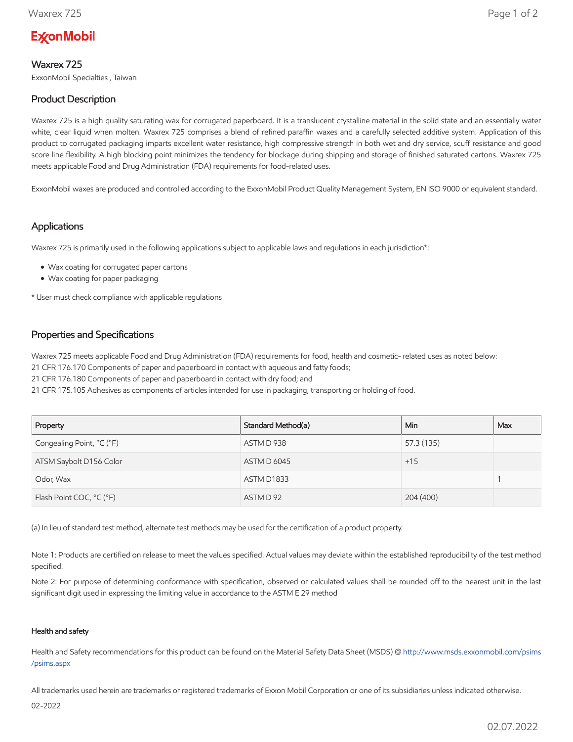ExxonMobil

# Waxrex 725

ExxonMobil Specialties , Taiwan

## Product Description

Waxrex 725 is a high quality saturating wax for corrugated paperboard. It is a translucent crystalline material in the solid state and an essentially water white, clear liquid when molten. Waxrex 725 comprises a blend of refined paraffin waxes and a carefully selected additive system. Application of this product to corrugated packaging imparts excellent water resistance, high compressive strength in both wet and dry service, scuff resistance and good score line flexibility. A high blocking point minimizes the tendency for blockage during shipping and storage of finished saturated cartons. Waxrex 725 meets applicable Food and Drug Administration (FDA) requirements for food-related uses.

ExxonMobil waxes are produced and controlled according to the ExxonMobil Product Quality Management System, EN ISO 9000 or equivalent standard.

## Applications

Waxrex 725 is primarily used in the following applications subject to applicable laws and regulations in each jurisdiction*:

- Wax coating for corrugated paper cartons
- Wax coating for paper packaging

* User must check compliance with applicable regulations

## Properties and Specifications

Waxrex 725 meets applicable Food and Drug Administration (FDA) requirements for food, health and cosmetic- related uses as noted below:
21 CFR 176.170 Components of paper and paperboard in contact with aqueous and fatty foods;
21 CFR 176.180 Components of paper and paperboard in contact with dry food; and
21 CFR 175.105 Adhesives as components of articles intended for use in packaging, transporting or holding of food.

| Property | Standard Method(a) | Min | Max |
|---|---|---|---|
| Congealing Point, °C (°F) | ASTM D 938 | 57.3 (135) | |
| ATSM Saybolt D156 Color | ASTM D 6045 | +15 | |
| Odor, Wax | ASTM D1833 | | 1 |
| Flash Point COC, °C (°F) | ASTM D 92 | 204 (400) | |

(a) In lieu of standard test method, alternate test methods may be used for the certification of a product property.

Note 1: Products are certified on release to meet the values specified. Actual values may deviate within the established reproducibility of the test method specified.

Note 2: For purpose of determining conformance with specification, observed or calculated values shall be rounded off to the nearest unit in the last significant digit used in expressing the limiting value in accordance to the ASTM E 29 method

#### Health and safety

Health and Safety recommendations for this product can be found on the Material Safety Data Sheet (MSDS) @ http://www.msds.exxonmobil.com/psims/psims.aspx

All trademarks used herein are trademarks or registered trademarks of Exxon Mobil Corporation or one of its subsidiaries unless indicated otherwise.

02-2022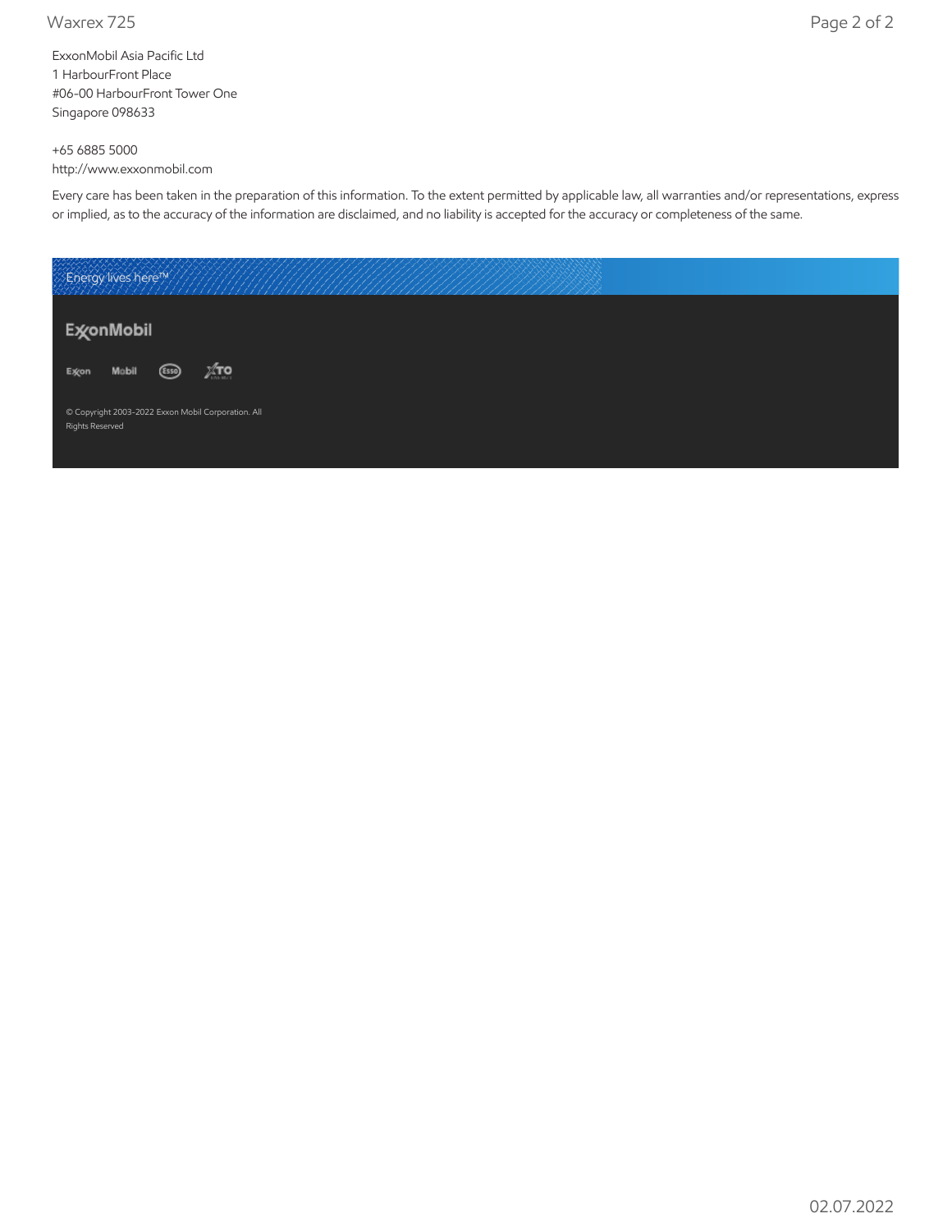ExxonMobil Asia Pacific Ltd
1 HarbourFront Place
#06-00 HarbourFront Tower One
Singapore 098633

+65 6885 5000
http://www.exxonmobil.com

Every care has been taken in the preparation of this information. To the extent permitted by applicable law, all warranties and/or representations, express or implied, as to the accuracy of the information are disclaimed, and no liability is accepted for the accuracy or completeness of the same.

Energy lives here™

ExxonMobil

Exxon Mobil Esso XTO

© Copyright 2003-2022 Exxon Mobil Corporation. All Rights Reserved